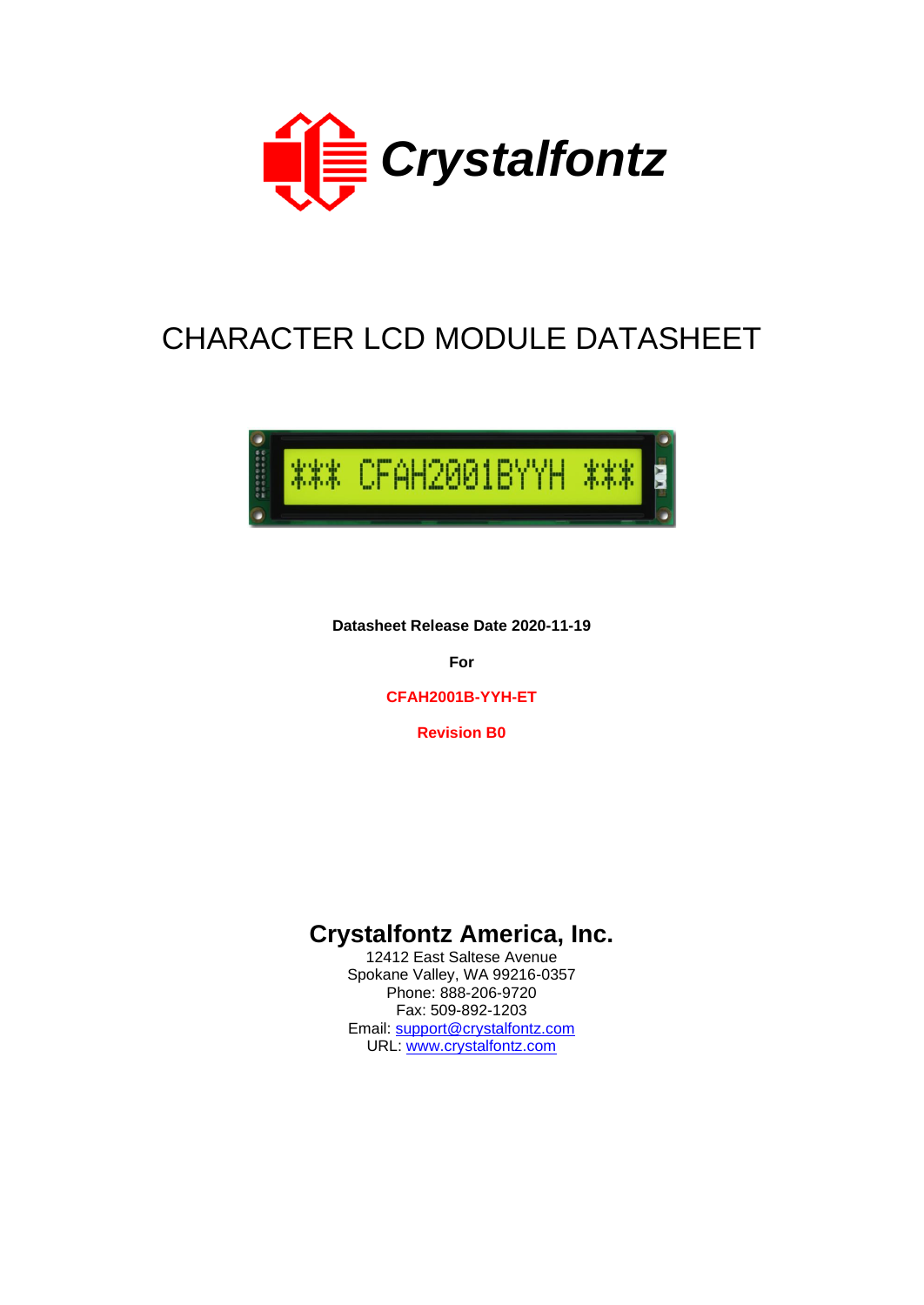Crystalfontz

# CHARACTER LCD MODULE DATASHEET

**Datasheet Release Date 2020-11-19**

**For**

**CFAH2001B-YYH-ET**

**Revision B0**

## Crystalfontz America, Inc.

12412 East Saltese Avenue
Spokane Valley, WA 99216-0357
Phone: 888-206-9720
Fax: 509-892-1203
Email: support@crystalfontz.com
URL: www.crystalfontz.com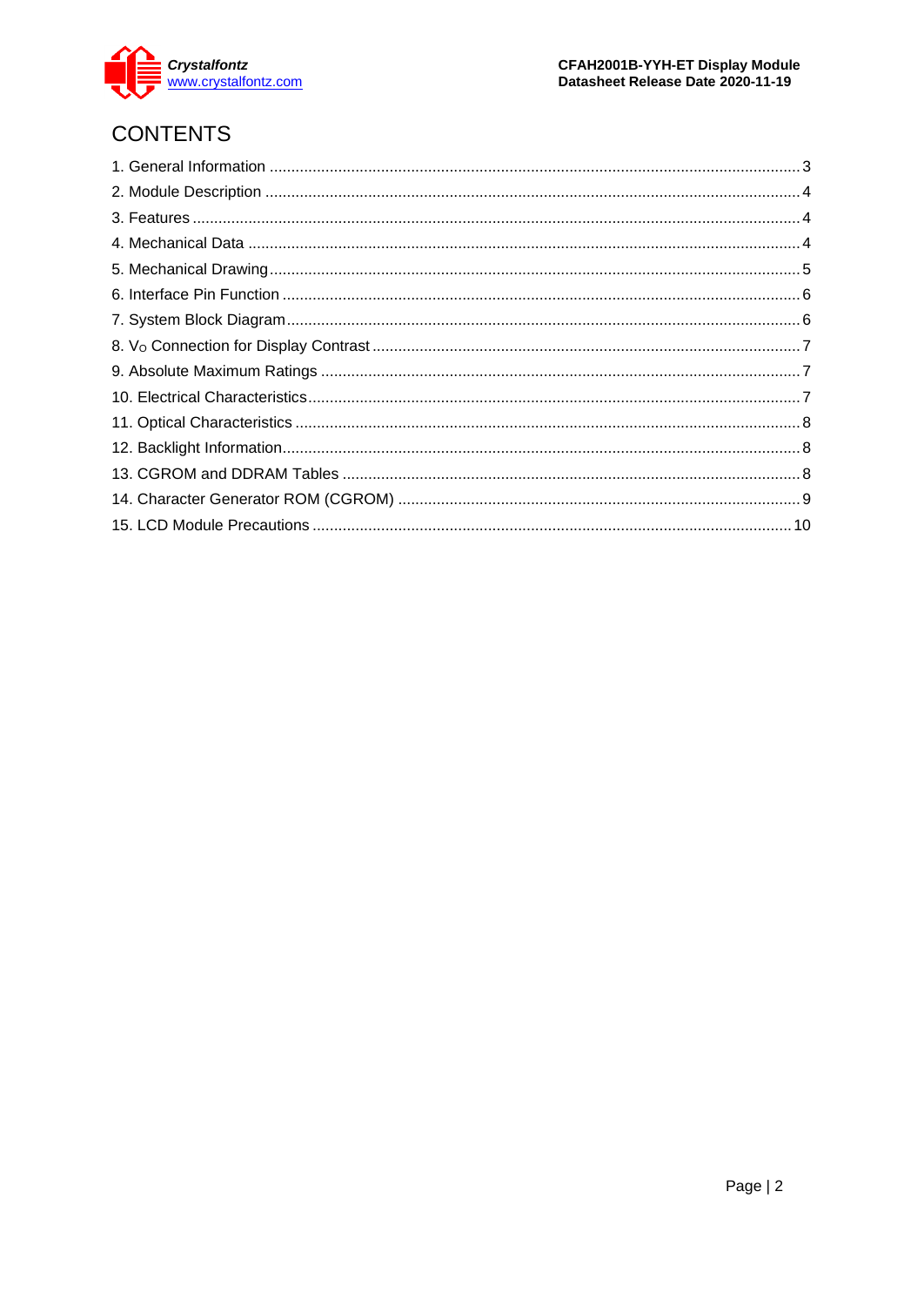# CONTENTS

1. General Information ........................................................................................................3
2. Module Description .........................................................................................................4
3. Features ..........................................................................................................................4
4. Mechanical Data .............................................................................................................4
5. Mechanical Drawing........................................................................................................5
6. Interface Pin Function .....................................................................................................6
7. System Block Diagram.....................................................................................................6
8. $V_O$ Connection for Display Contrast .................................................................................7
9. Absolute Maximum Ratings .............................................................................................7
10. Electrical Characteristics................................................................................................7
11. Optical Characteristics ...................................................................................................8
12. Backlight Information.....................................................................................................8
13. CGROM and DDRAM Tables ........................................................................................8
14. Character Generator ROM (CGROM) ...........................................................................9
15. LCD Module Precautions .............................................................................................10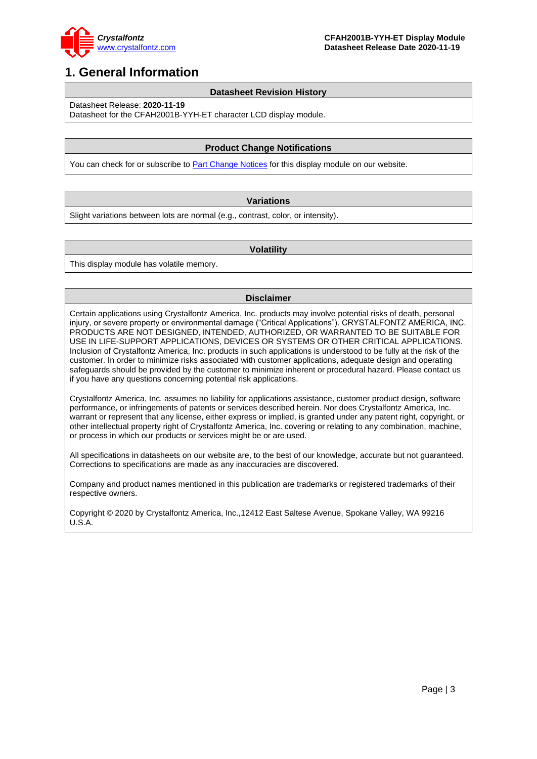# 1. General Information

| Datasheet Revision History |
|---|
| Datasheet Release: **2020-11-19**<br>Datasheet for the CFAH2001B-YYH-ET character LCD display module. |

| Product Change Notifications |
|---|
| You can check for or subscribe to Part Change Notices for this display module on our website. |

| Variations |
|---|
| Slight variations between lots are normal (e.g., contrast, color, or intensity). |

| Volatility |
|---|
| This display module has volatile memory. |

**Disclaimer**

Certain applications using Crystalfontz America, Inc. products may involve potential risks of death, personal injury, or severe property or environmental damage ("Critical Applications"). CRYSTALFONTZ AMERICA, INC. PRODUCTS ARE NOT DESIGNED, INTENDED, AUTHORIZED, OR WARRANTED TO BE SUITABLE FOR USE IN LIFE-SUPPORT APPLICATIONS, DEVICES OR SYSTEMS OR OTHER CRITICAL APPLICATIONS. Inclusion of Crystalfontz America, Inc. products in such applications is understood to be fully at the risk of the customer. In order to minimize risks associated with customer applications, adequate design and operating safeguards should be provided by the customer to minimize inherent or procedural hazard. Please contact us if you have any questions concerning potential risk applications.

Crystalfontz America, Inc. assumes no liability for applications assistance, customer product design, software performance, or infringements of patents or services described herein. Nor does Crystalfontz America, Inc. warrant or represent that any license, either express or implied, is granted under any patent right, copyright, or other intellectual property right of Crystalfontz America, Inc. covering or relating to any combination, machine, or process in which our products or services might be or are used.

All specifications in datasheets on our website are, to the best of our knowledge, accurate but not guaranteed. Corrections to specifications are made as any inaccuracies are discovered.

Company and product names mentioned in this publication are trademarks or registered trademarks of their respective owners.

Copyright © 2020 by Crystalfontz America, Inc.,12412 East Saltese Avenue, Spokane Valley, WA 99216 U.S.A.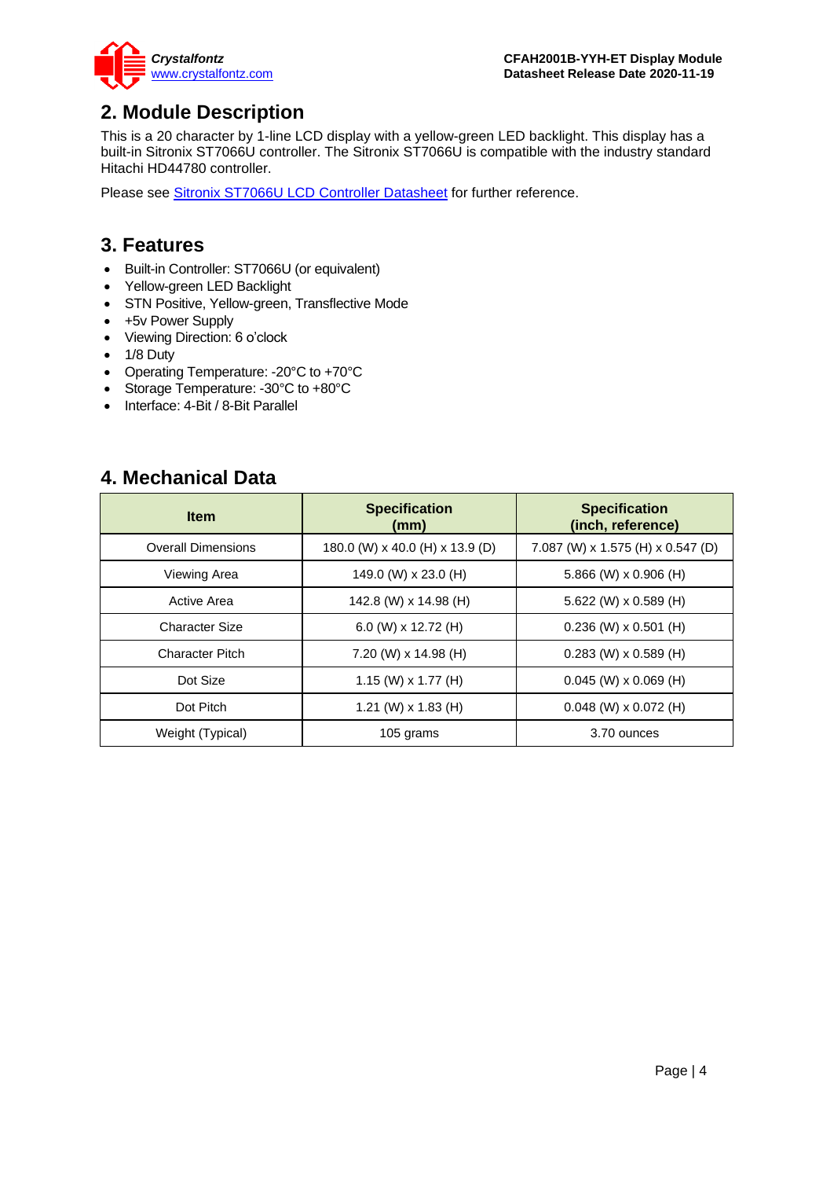## 2. Module Description

This is a 20 character by 1-line LCD display with a yellow-green LED backlight. This display has a built-in Sitronix ST7066U controller. The Sitronix ST7066U is compatible with the industry standard Hitachi HD44780 controller.

Please see [Sitronix ST7066U LCD Controller Datasheet] for further reference.

## 3. Features

- Built-in Controller: ST7066U (or equivalent)
- Yellow-green LED Backlight
- STN Positive, Yellow-green, Transflective Mode
- +5v Power Supply
- Viewing Direction: 6 o'clock
- 1/8 Duty
- Operating Temperature: -20°C to +70°C
- Storage Temperature: -30°C to +80°C
- Interface: 4-Bit / 8-Bit Parallel

## 4. Mechanical Data

| Item | Specification (mm) | Specification (inch, reference) |
|---|---|---|
| Overall Dimensions | 180.0 (W) x 40.0 (H) x 13.9 (D) | 7.087 (W) x 1.575 (H) x 0.547 (D) |
| Viewing Area | 149.0 (W) x 23.0 (H) | 5.866 (W) x 0.906 (H) |
| Active Area | 142.8 (W) x 14.98 (H) | 5.622 (W) x 0.589 (H) |
| Character Size | 6.0 (W) x 12.72 (H) | 0.236 (W) x 0.501 (H) |
| Character Pitch | 7.20 (W) x 14.98 (H) | 0.283 (W) x 0.589 (H) |
| Dot Size | 1.15 (W) x 1.77 (H) | 0.045 (W) x 0.069 (H) |
| Dot Pitch | 1.21 (W) x 1.83 (H) | 0.048 (W) x 0.072 (H) |
| Weight (Typical) | 105 grams | 3.70 ounces |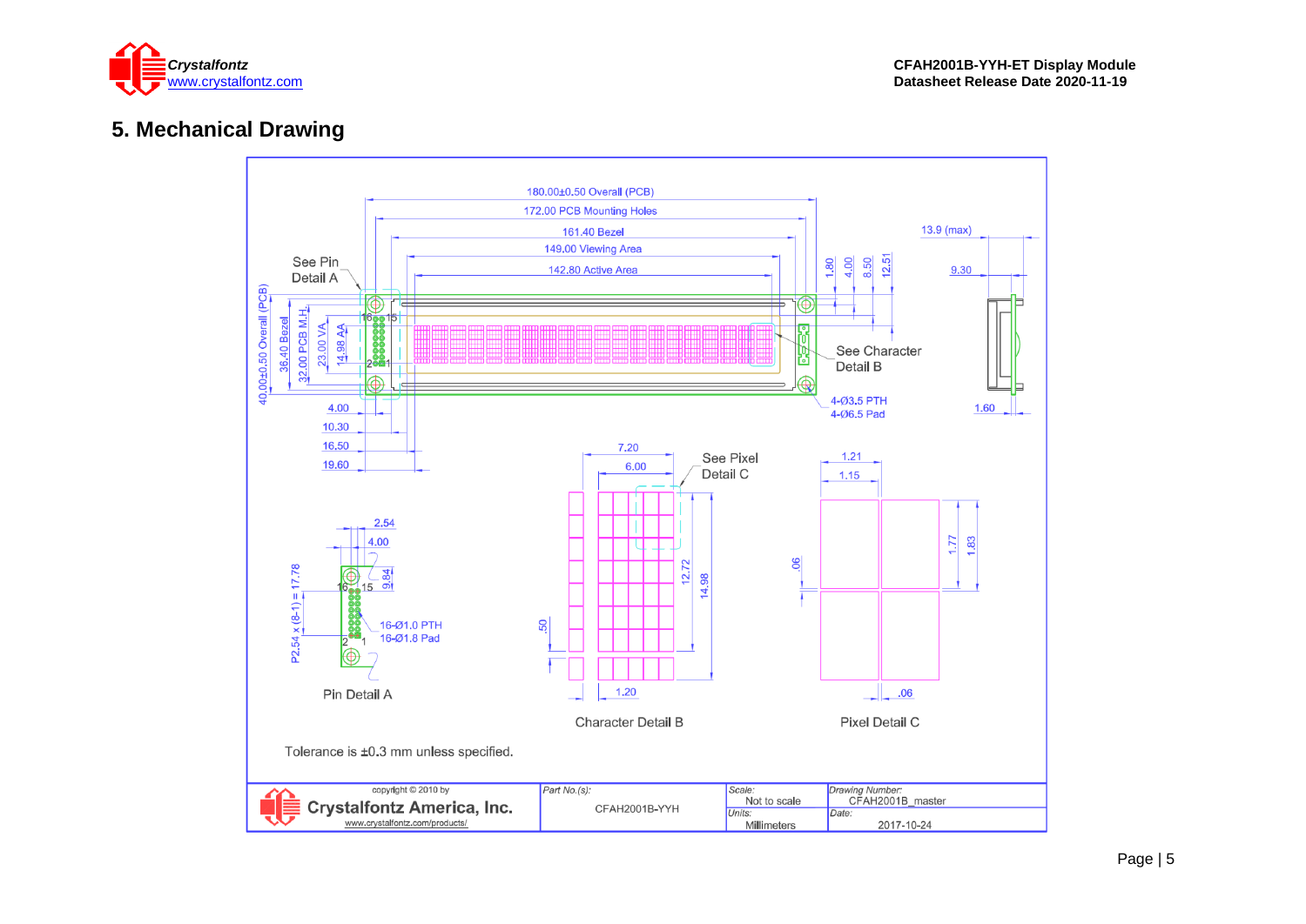## 5. Mechanical Drawing

180.00±0.50 Overall (PCB)

172.00 PCB Mounting Holes

161.40 Bezel

149.00 Viewing Area

142.80 Active Area

13.9 (max)

9.30

1.80

4.00

8.50

12.51

See Pin Detail A

40.00±0.50 Overall (PCB)

36.40 Bezel

32.00 PCB M.H.

23.00 VA

14.98 AA

16 15

2 1

See Character Detail B

4-Ø3.5 PTH

4-Ø6.5 Pad

1.60

4.00

10.30

16.50

19.60

2.54

4.00

9.84

P2.54 x (8-1) = 17.78

16 15

2 1

16-Ø1.0 PTH

16-Ø1.8 Pad

Pin Detail A

7.20

6.00

See Pixel Detail C

12.72

14.98

.50

1.20

Character Detail B

1.21

1.15

.06

1.77

1.83

.06

Pixel Detail C

Tolerance is ±0.3 mm unless specified.

copyright © 2010 by

Crystalfontz America, Inc.

www.crystalfontz.com/products/

Part No.(s): CFAH2001B-YYH

Scale: Not to scale

Units: Millimeters

Drawing Number: CFAH2001B_master

Date: 2017-10-24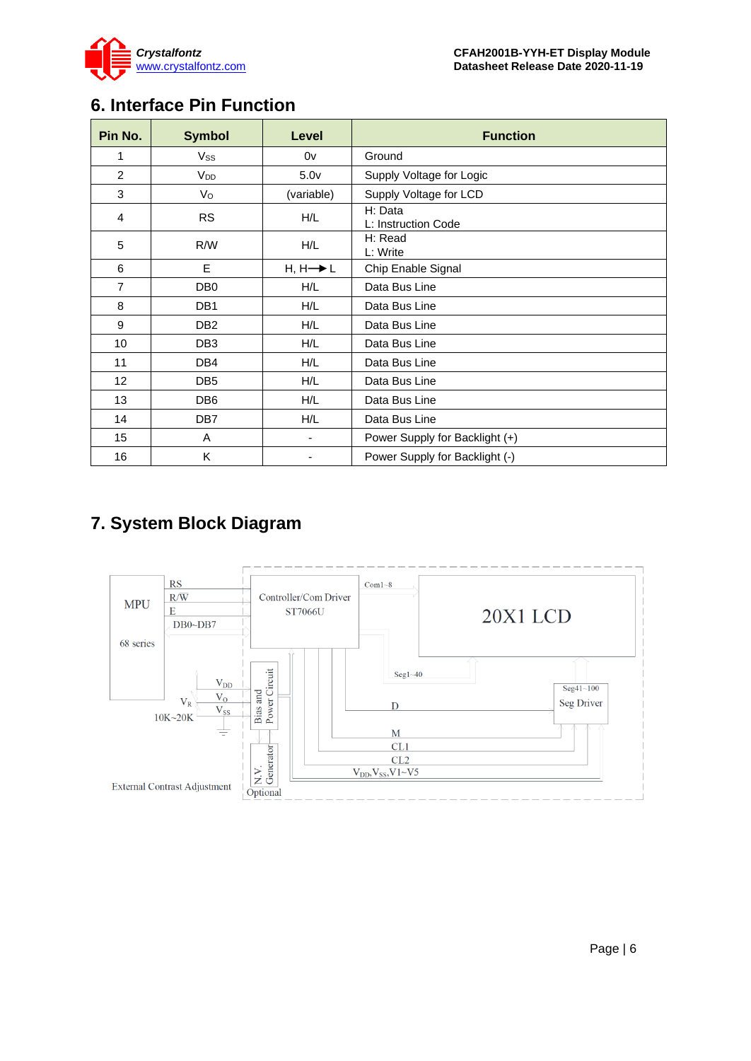## 6. Interface Pin Function

| Pin No. | Symbol | Level | Function |
|---|---|---|---|
| 1 | $V_{SS}$ | 0v | Ground |
| 2 | $V_{DD}$ | 5.0v | Supply Voltage for Logic |
| 3 | $V_O$ | (variable) | Supply Voltage for LCD |
| 4 | RS | H/L | H: Data<br>L: Instruction Code |
| 5 | R/W | H/L | H: Read<br>L: Write |
| 6 | E | H, H→L | Chip Enable Signal |
| 7 | DB0 | H/L | Data Bus Line |
| 8 | DB1 | H/L | Data Bus Line |
| 9 | DB2 | H/L | Data Bus Line |
| 10 | DB3 | H/L | Data Bus Line |
| 11 | DB4 | H/L | Data Bus Line |
| 12 | DB5 | H/L | Data Bus Line |
| 13 | DB6 | H/L | Data Bus Line |
| 14 | DB7 | H/L | Data Bus Line |
| 15 | A | - | Power Supply for Backlight (+) |
| 16 | K | - | Power Supply for Backlight (-) |

## 7. System Block Diagram

MPU
68 series
RS
R/W
E
DB0~DB7
Controller/Com Driver
ST7066U
Com1~8
20X1 LCD
Seg1~40
Seg41~100
Seg Driver
$V_{DD}$
$V_O$
$V_{SS}$
$V_R$
10K~20K
Bias and Power Circuit
N.V. Generator
D
M
CL1
CL2
$V_{DD}$, $V_{SS}$, V1~V5
External Contrast Adjustment
Optional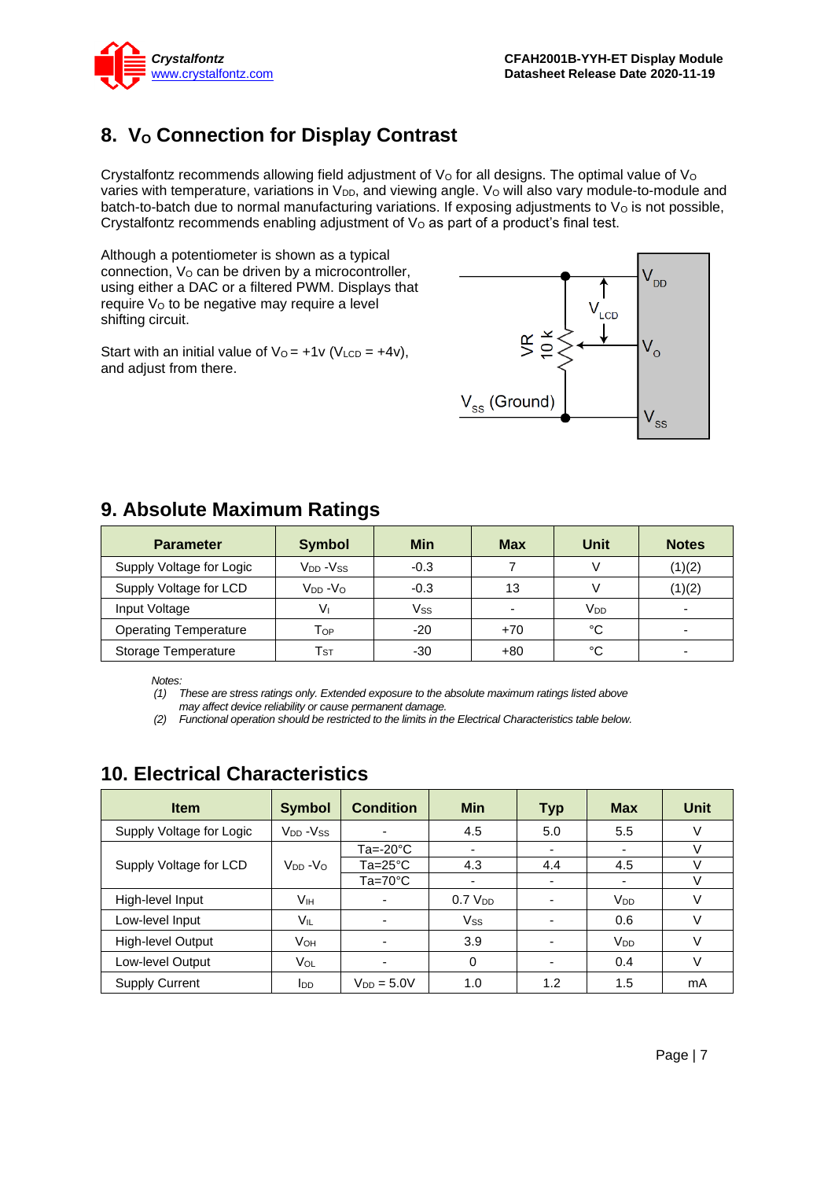## 8. $V_O$ Connection for Display Contrast

Crystalfontz recommends allowing field adjustment of $V_O$ for all designs. The optimal value of $V_O$ varies with temperature, variations in $V_{DD}$, and viewing angle. $V_O$ will also vary module-to-module and batch-to-batch due to normal manufacturing variations. If exposing adjustments to $V_O$ is not possible, Crystalfontz recommends enabling adjustment of $V_O$ as part of a product's final test.

Although a potentiometer is shown as a typical connection, $V_O$ can be driven by a microcontroller, using either a DAC or a filtered PWM. Displays that require $V_O$ to be negative may require a level shifting circuit.

Start with an initial value of $V_O$ = +1v ($V_{LCD}$ = +4v), and adjust from there.

$V_{DD}$

$V_{LCD}$

VR 10 k

$V_O$

$V_{SS}$ (Ground)

$V_{SS}$

## 9. Absolute Maximum Ratings

| Parameter | Symbol | Min | Max | Unit | Notes |
|---|---|---|---|---|---|
| Supply Voltage for Logic | $V_{DD}$ -$V_{SS}$ | -0.3 | 7 | V | (1)(2) |
| Supply Voltage for LCD | $V_{DD}$ -$V_O$ | -0.3 | 13 | V | (1)(2) |
| Input Voltage | $V_I$ | $V_{SS}$ | - | $V_{DD}$ | - |
| Operating Temperature | $T_{OP}$ | -20 | +70 | °C | - |
| Storage Temperature | $T_{ST}$ | -30 | +80 | °C | - |

*Notes:*

*(1) These are stress ratings only. Extended exposure to the absolute maximum ratings listed above may affect device reliability or cause permanent damage.*

*(2) Functional operation should be restricted to the limits in the Electrical Characteristics table below.*

## 10. Electrical Characteristics

| Item | Symbol | Condition | Min | Typ | Max | Unit |
|---|---|---|---|---|---|---|
| Supply Voltage for Logic | $V_{DD}$ -$V_{SS}$ | - | 4.5 | 5.0 | 5.5 | V |
| Supply Voltage for LCD | $V_{DD}$ -$V_O$ | Ta=-20°C | - | - | - | V |
| | | Ta=25°C | 4.3 | 4.4 | 4.5 | V |
| | | Ta=70°C | - | - | - | V |
| High-level Input | $V_{IH}$ | - | 0.7 $V_{DD}$ | - | $V_{DD}$ | V |
| Low-level Input | $V_{IL}$ | - | $V_{SS}$ | - | 0.6 | V |
| High-level Output | $V_{OH}$ | - | 3.9 | - | $V_{DD}$ | V |
| Low-level Output | $V_{OL}$ | - | 0 | - | 0.4 | V |
| Supply Current | $I_{DD}$ | $V_{DD}$ = 5.0V | 1.0 | 1.2 | 1.5 | mA |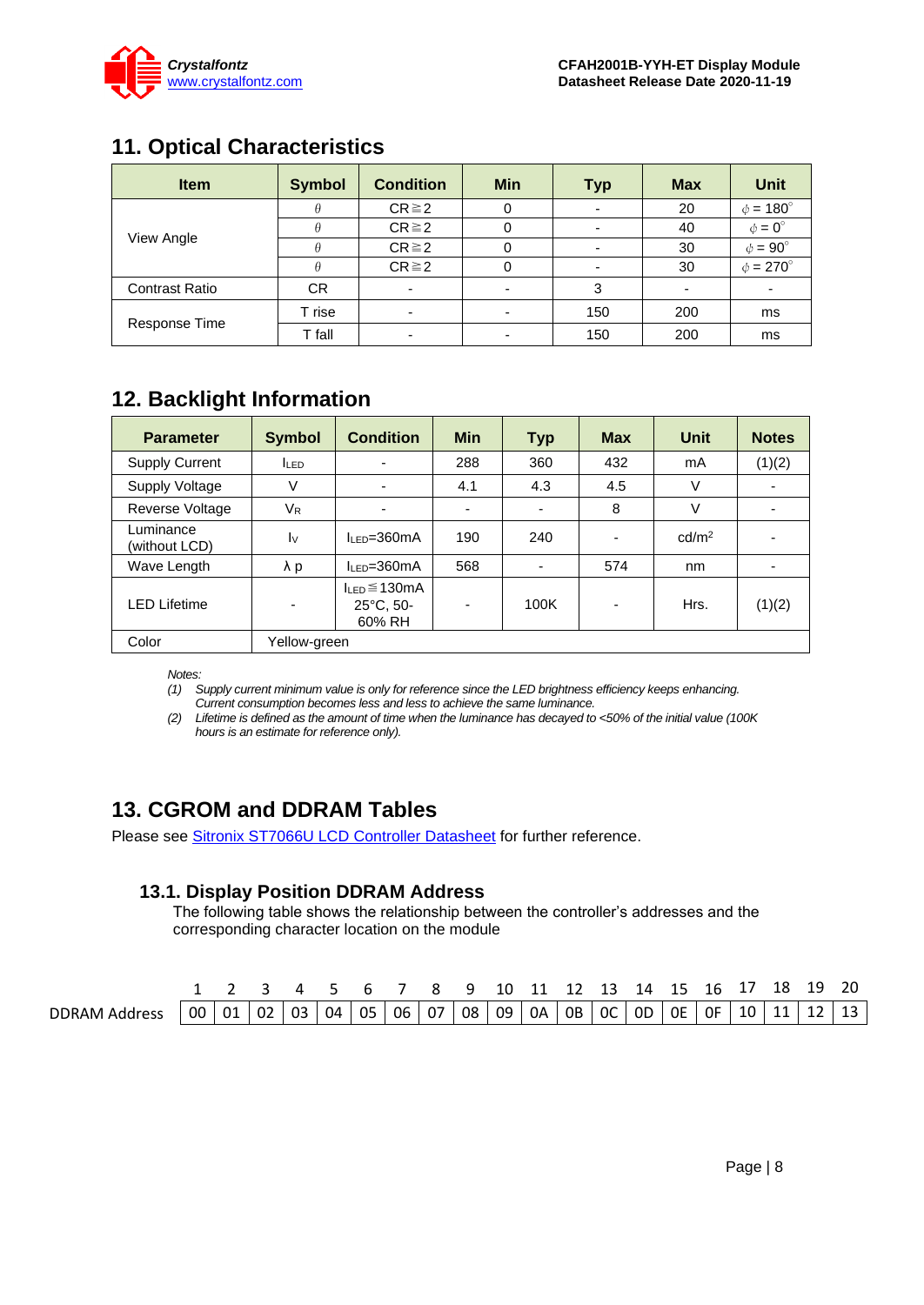## 11. Optical Characteristics

| Item | Symbol | Condition | Min | Typ | Max | Unit |
|---|---|---|---|---|---|---|
| View Angle | $\theta$ | CR≧2 | 0 | - | 20 | $\phi = 180°$ |
| | $\theta$ | CR≧2 | 0 | - | 40 | $\phi = 0°$ |
| | $\theta$ | CR≧2 | 0 | - | 30 | $\phi = 90°$ |
| | $\theta$ | CR≧2 | 0 | - | 30 | $\phi = 270°$ |
| Contrast Ratio | CR | - | - | 3 | - | - |
| Response Time | T rise | - | - | 150 | 200 | ms |
| | T fall | - | - | 150 | 200 | ms |

## 12. Backlight Information

| Parameter | Symbol | Condition | Min | Typ | Max | Unit | Notes |
|---|---|---|---|---|---|---|---|
| Supply Current | $I_{LED}$ | - | 288 | 360 | 432 | mA | (1)(2) |
| Supply Voltage | V | - | 4.1 | 4.3 | 4.5 | V | - |
| Reverse Voltage | $V_R$ | - | - | - | 8 | V | - |
| Luminance (without LCD) | $I_V$ | $I_{LED}$=360mA | 190 | 240 | - | cd/m$^2$ | - |
| Wave Length | λ p | $I_{LED}$=360mA | 568 | - | 574 | nm | - |
| LED Lifetime | - | $I_{LED}$≦130mA 25°C, 50-60% RH | - | 100K | - | Hrs. | (1)(2) |
| Color | Yellow-green | | | | | | |

*Notes:*

*(1) Supply current minimum value is only for reference since the LED brightness efficiency keeps enhancing. Current consumption becomes less and less to achieve the same luminance.*

*(2) Lifetime is defined as the amount of time when the luminance has decayed to <50% of the initial value (100K hours is an estimate for reference only).*

## 13. CGROM and DDRAM Tables

Please see Sitronix ST7066U LCD Controller Datasheet for further reference.

### 13.1. Display Position DDRAM Address

The following table shows the relationship between the controller's addresses and the corresponding character location on the module

| | 1 | 2 | 3 | 4 | 5 | 6 | 7 | 8 | 9 | 10 | 11 | 12 | 13 | 14 | 15 | 16 | 17 | 18 | 19 | 20 |
|---|---|---|---|---|---|---|---|---|---|---|---|---|---|---|---|---|---|---|---|---|
| DDRAM Address | 00 | 01 | 02 | 03 | 04 | 05 | 06 | 07 | 08 | 09 | 0A | 0B | 0C | 0D | 0E | 0F | 10 | 11 | 12 | 13 |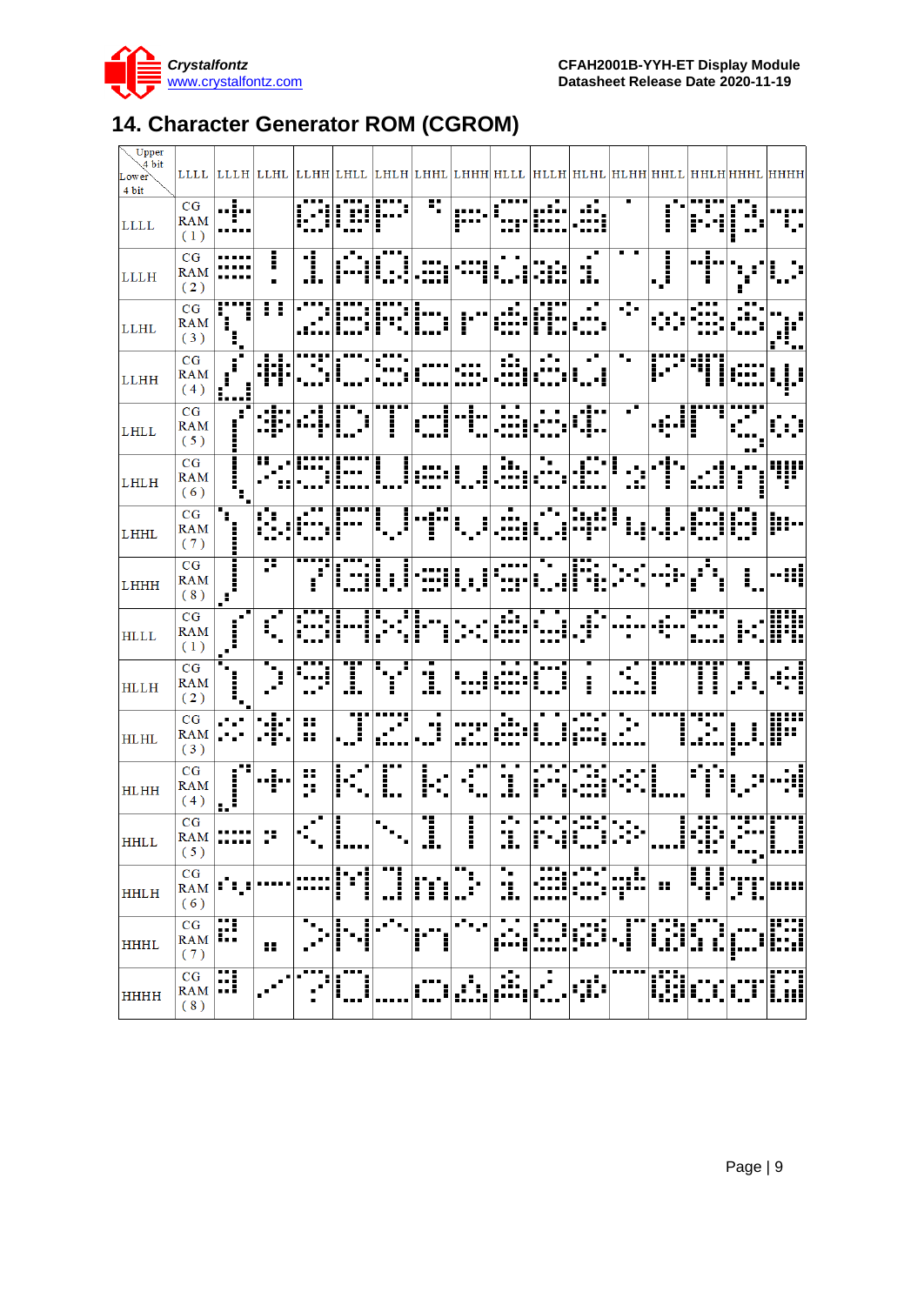# 14. Character Generator ROM (CGROM)

| Upper 4 bit / Lower 4 bit | LLLL | LLLH | LLHL | LLHH | LHLL | LHLH | LHHL | LHHH | HLLL | HLLH | HLHL | HLHH | HHLL | HHLH | HHHL | HHHH |
|---|---|---|---|---|---|---|---|---|---|---|---|---|---|---|---|---|
| LLLL | CG RAM (1) | | | | | | | | | | | | | | | |
| LLLH | CG RAM (2) | | | | | | | | | | | | | | | |
| LLHL | CG RAM (3) | | | | | | | | | | | | | | | |
| LLHH | CG RAM (4) | | | | | | | | | | | | | | | |
| LHLL | CG RAM (5) | | | | | | | | | | | | | | | |
| LHLH | CG RAM (6) | | | | | | | | | | | | | | | |
| LHHL | CG RAM (7) | | | | | | | | | | | | | | | |
| LHHH | CG RAM (8) | | | | | | | | | | | | | | | |
| HLLL | CG RAM (1) | | | | | | | | | | | | | | | |
| HLLH | CG RAM (2) | | | | | | | | | | | | | | | |
| HLHL | CG RAM (3) | | | | | | | | | | | | | | | |
| HLHH | CG RAM (4) | | | | | | | | | | | | | | | |
| HHLL | CG RAM (5) | | | | | | | | | | | | | | | |
| HHLH | CG RAM (6) | | | | | | | | | | | | | | | |
| HHHL | CG RAM (7) | | | | | | | | | | | | | | | |
| HHHH | CG RAM (8) | | | | | | | | | | | | | | | |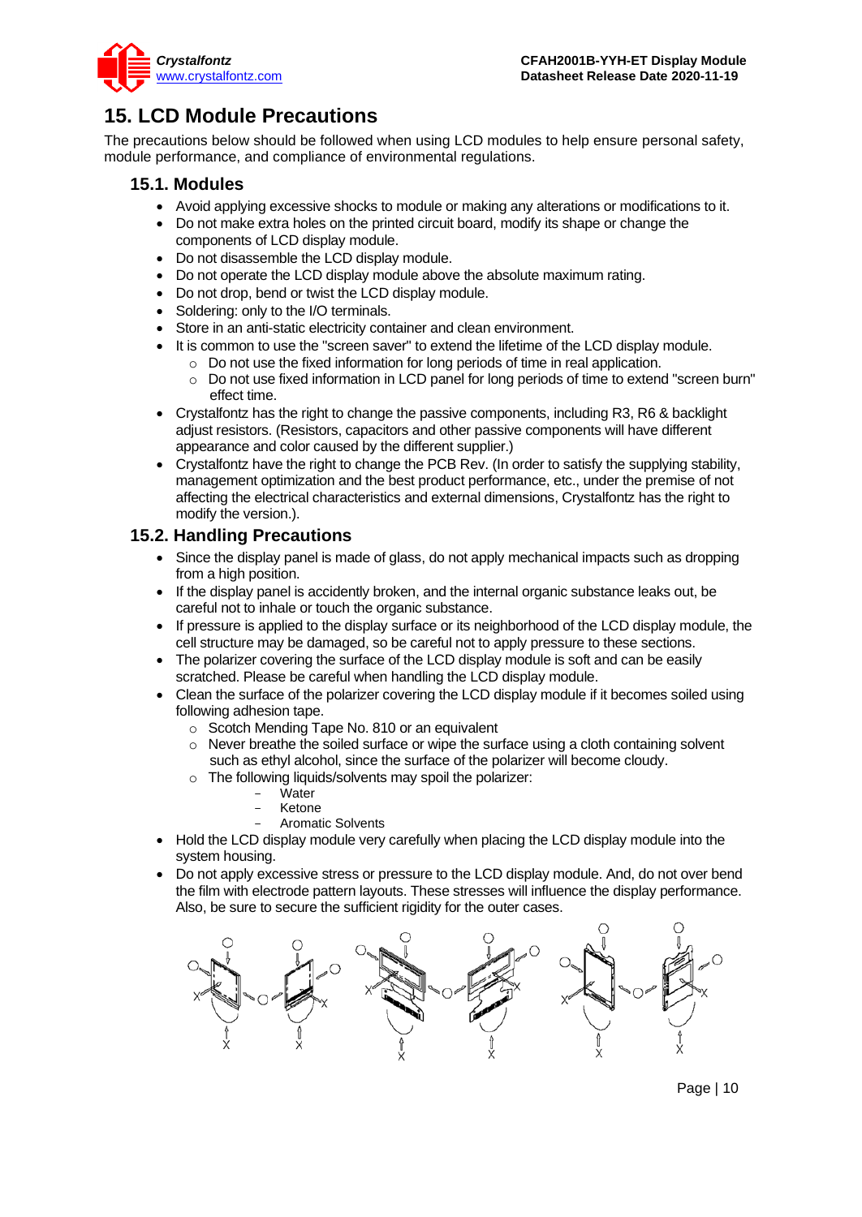# 15. LCD Module Precautions

The precautions below should be followed when using LCD modules to help ensure personal safety, module performance, and compliance of environmental regulations.

## 15.1. Modules

- Avoid applying excessive shocks to module or making any alterations or modifications to it.
- Do not make extra holes on the printed circuit board, modify its shape or change the components of LCD display module.
- Do not disassemble the LCD display module.
- Do not operate the LCD display module above the absolute maximum rating.
- Do not drop, bend or twist the LCD display module.
- Soldering: only to the I/O terminals.
- Store in an anti-static electricity container and clean environment.
- It is common to use the "screen saver" to extend the lifetime of the LCD display module.
  - Do not use the fixed information for long periods of time in real application.
  - Do not use fixed information in LCD panel for long periods of time to extend "screen burn" effect time.
- Crystalfontz has the right to change the passive components, including R3, R6 & backlight adjust resistors. (Resistors, capacitors and other passive components will have different appearance and color caused by the different supplier.)
- Crystalfontz have the right to change the PCB Rev. (In order to satisfy the supplying stability, management optimization and the best product performance, etc., under the premise of not affecting the electrical characteristics and external dimensions, Crystalfontz has the right to modify the version.).

## 15.2. Handling Precautions

- Since the display panel is made of glass, do not apply mechanical impacts such as dropping from a high position.
- If the display panel is accidently broken, and the internal organic substance leaks out, be careful not to inhale or touch the organic substance.
- If pressure is applied to the display surface or its neighborhood of the LCD display module, the cell structure may be damaged, so be careful not to apply pressure to these sections.
- The polarizer covering the surface of the LCD display module is soft and can be easily scratched. Please be careful when handling the LCD display module.
- Clean the surface of the polarizer covering the LCD display module if it becomes soiled using following adhesion tape.
  - Scotch Mending Tape No. 810 or an equivalent
  - Never breathe the soiled surface or wipe the surface using a cloth containing solvent such as ethyl alcohol, since the surface of the polarizer will become cloudy.
  - The following liquids/solvents may spoil the polarizer:
    - Water
    - Ketone
    - Aromatic Solvents
- Hold the LCD display module very carefully when placing the LCD display module into the system housing.
- Do not apply excessive stress or pressure to the LCD display module. And, do not over bend the film with electrode pattern layouts. These stresses will influence the display performance. Also, be sure to secure the sufficient rigidity for the outer cases.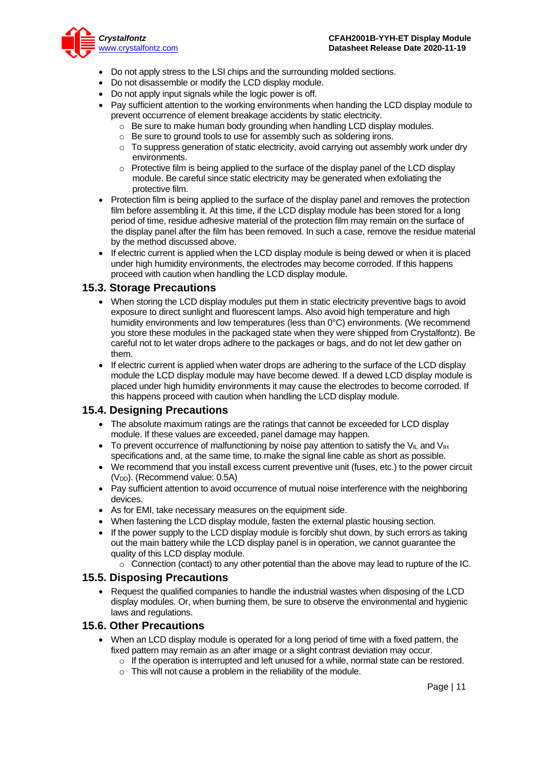- Do not apply stress to the LSI chips and the surrounding molded sections.
- Do not disassemble or modify the LCD display module.
- Do not apply input signals while the logic power is off.
- Pay sufficient attention to the working environments when handing the LCD display module to prevent occurrence of element breakage accidents by static electricity.
  - Be sure to make human body grounding when handling LCD display modules.
  - Be sure to ground tools to use for assembly such as soldering irons.
  - To suppress generation of static electricity, avoid carrying out assembly work under dry environments.
  - Protective film is being applied to the surface of the display panel of the LCD display module. Be careful since static electricity may be generated when exfoliating the protective film.
- Protection film is being applied to the surface of the display panel and removes the protection film before assembling it. At this time, if the LCD display module has been stored for a long period of time, residue adhesive material of the protection film may remain on the surface of the display panel after the film has been removed. In such a case, remove the residue material by the method discussed above.
- If electric current is applied when the LCD display module is being dewed or when it is placed under high humidity environments, the electrodes may become corroded. If this happens proceed with caution when handling the LCD display module.

## 15.3. Storage Precautions

- When storing the LCD display modules put them in static electricity preventive bags to avoid exposure to direct sunlight and fluorescent lamps. Also avoid high temperature and high humidity environments and low temperatures (less than 0°C) environments. (We recommend you store these modules in the packaged state when they were shipped from Crystalfontz). Be careful not to let water drops adhere to the packages or bags, and do not let dew gather on them.
- If electric current is applied when water drops are adhering to the surface of the LCD display module the LCD display module may have become dewed. If a dewed LCD display module is placed under high humidity environments it may cause the electrodes to become corroded. If this happens proceed with caution when handling the LCD display module.

## 15.4. Designing Precautions

- The absolute maximum ratings are the ratings that cannot be exceeded for LCD display module. If these values are exceeded, panel damage may happen.
- To prevent occurrence of malfunctioning by noise pay attention to satisfy the $V_{IL}$ and $V_{IH}$ specifications and, at the same time, to make the signal line cable as short as possible.
- We recommend that you install excess current preventive unit (fuses, etc.) to the power circuit ($V_{DD}$). (Recommend value: 0.5A)
- Pay sufficient attention to avoid occurrence of mutual noise interference with the neighboring devices.
- As for EMI, take necessary measures on the equipment side.
- When fastening the LCD display module, fasten the external plastic housing section.
- If the power supply to the LCD display module is forcibly shut down, by such errors as taking out the main battery while the LCD display panel is in operation, we cannot guarantee the quality of this LCD display module.
  - Connection (contact) to any other potential than the above may lead to rupture of the IC.

## 15.5. Disposing Precautions

- Request the qualified companies to handle the industrial wastes when disposing of the LCD display modules. Or, when burning them, be sure to observe the environmental and hygienic laws and regulations.

## 15.6. Other Precautions

- When an LCD display module is operated for a long period of time with a fixed pattern, the fixed pattern may remain as an after image or a slight contrast deviation may occur.
  - If the operation is interrupted and left unused for a while, normal state can be restored.
  - This will not cause a problem in the reliability of the module.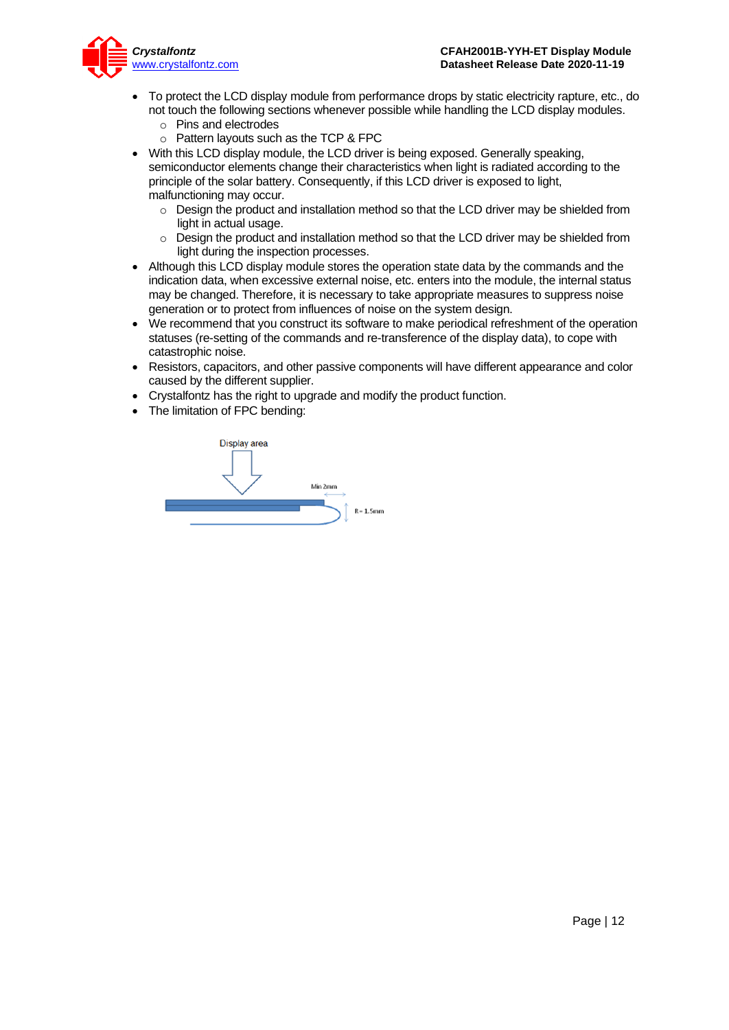- To protect the LCD display module from performance drops by static electricity rapture, etc., do not touch the following sections whenever possible while handling the LCD display modules.
  - Pins and electrodes
  - Pattern layouts such as the TCP & FPC
- With this LCD display module, the LCD driver is being exposed. Generally speaking, semiconductor elements change their characteristics when light is radiated according to the principle of the solar battery. Consequently, if this LCD driver is exposed to light, malfunctioning may occur.
  - Design the product and installation method so that the LCD driver may be shielded from light in actual usage.
  - Design the product and installation method so that the LCD driver may be shielded from light during the inspection processes.
- Although this LCD display module stores the operation state data by the commands and the indication data, when excessive external noise, etc. enters into the module, the internal status may be changed. Therefore, it is necessary to take appropriate measures to suppress noise generation or to protect from influences of noise on the system design.
- We recommend that you construct its software to make periodical refreshment of the operation statuses (re-setting of the commands and re-transference of the display data), to cope with catastrophic noise.
- Resistors, capacitors, and other passive components will have different appearance and color caused by the different supplier.
- Crystalfontz has the right to upgrade and modify the product function.
- The limitation of FPC bending:

Display area

Min 2mm

R= 1.5mm